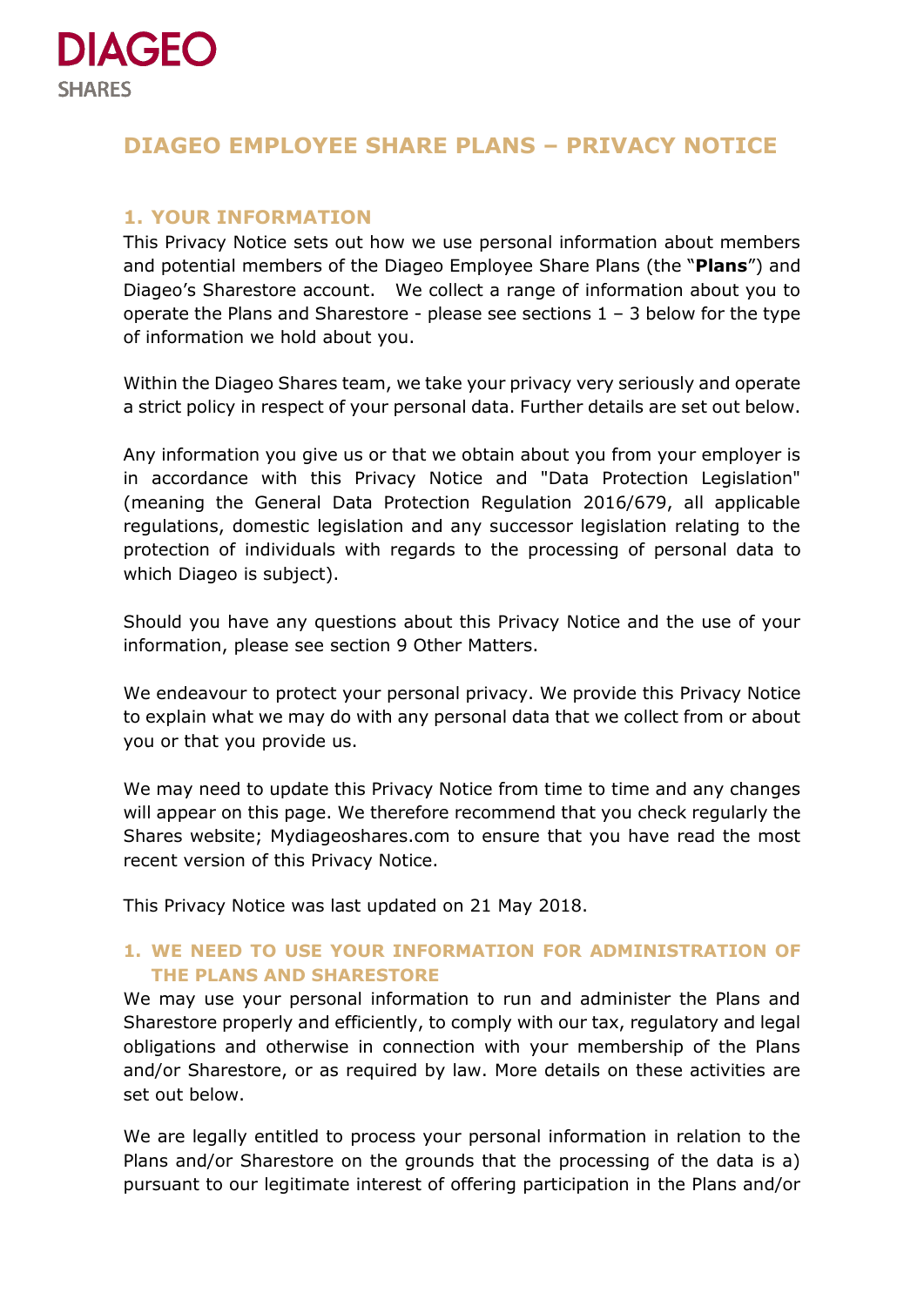DIAGEO

SHARES

# DIAGEO EMPLOYEE SHARE PLANS – PRIVACY NOTICE

## 1. YOUR INFORMATION

This Privacy Notice sets out how we use personal information about members and potential members of the Diageo Employee Share Plans (the "**Plans**") and Diageo's Sharestore account. We collect a range of information about you to operate the Plans and Sharestore - please see sections 1 – 3 below for the type of information we hold about you.

Within the Diageo Shares team, we take your privacy very seriously and operate a strict policy in respect of your personal data. Further details are set out below.

Any information you give us or that we obtain about you from your employer is in accordance with this Privacy Notice and "Data Protection Legislation" (meaning the General Data Protection Regulation 2016/679, all applicable regulations, domestic legislation and any successor legislation relating to the protection of individuals with regards to the processing of personal data to which Diageo is subject).

Should you have any questions about this Privacy Notice and the use of your information, please see section 9 Other Matters.

We endeavour to protect your personal privacy. We provide this Privacy Notice to explain what we may do with any personal data that we collect from or about you or that you provide us.

We may need to update this Privacy Notice from time to time and any changes will appear on this page. We therefore recommend that you check regularly the Shares website; Mydiageoshares.com to ensure that you have read the most recent version of this Privacy Notice.

This Privacy Notice was last updated on 21 May 2018.

## 1. WE NEED TO USE YOUR INFORMATION FOR ADMINISTRATION OF THE PLANS AND SHARESTORE

We may use your personal information to run and administer the Plans and Sharestore properly and efficiently, to comply with our tax, regulatory and legal obligations and otherwise in connection with your membership of the Plans and/or Sharestore, or as required by law. More details on these activities are set out below.

We are legally entitled to process your personal information in relation to the Plans and/or Sharestore on the grounds that the processing of the data is a) pursuant to our legitimate interest of offering participation in the Plans and/or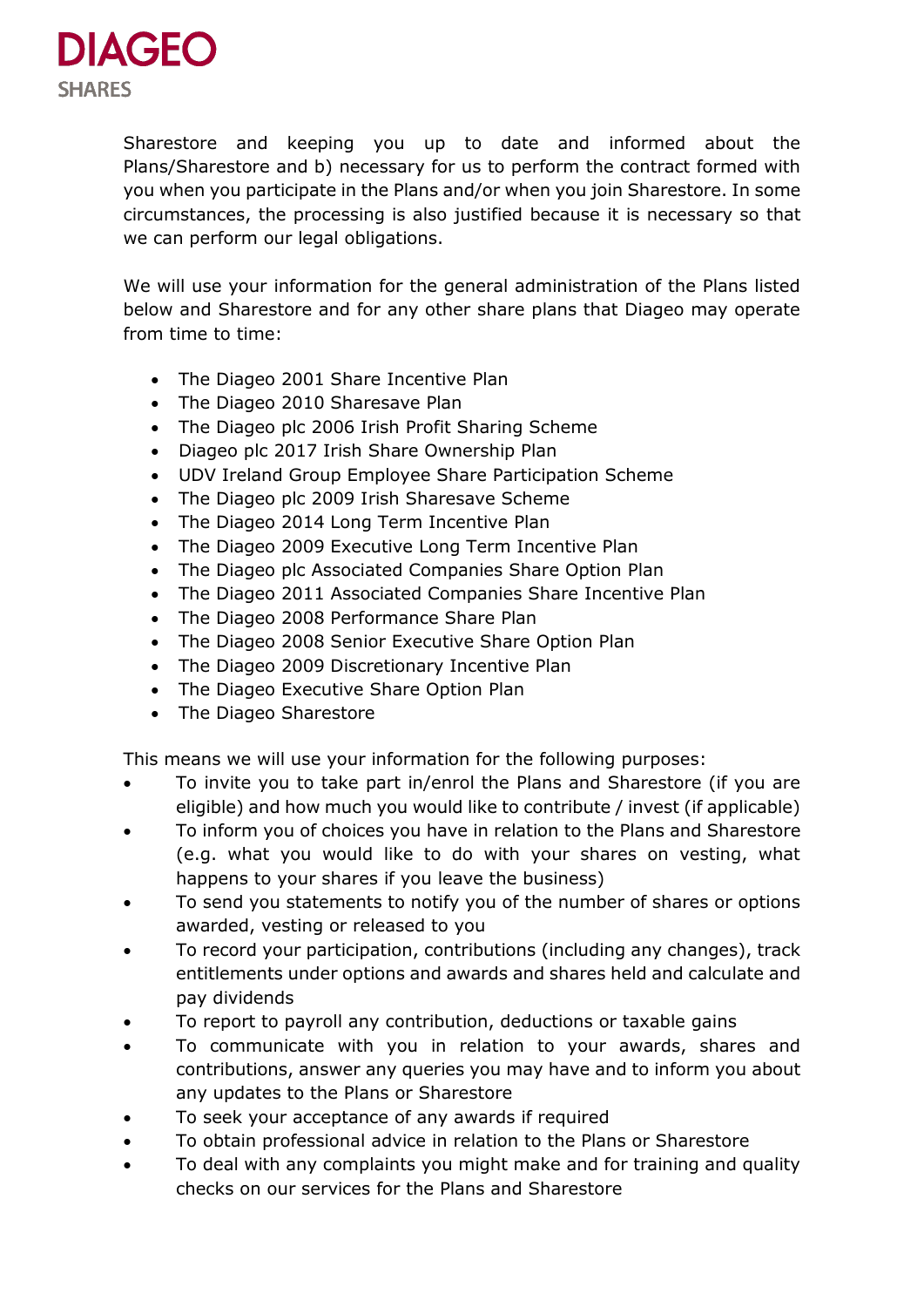Sharestore and keeping you up to date and informed about the Plans/Sharestore and b) necessary for us to perform the contract formed with you when you participate in the Plans and/or when you join Sharestore. In some circumstances, the processing is also justified because it is necessary so that we can perform our legal obligations.

We will use your information for the general administration of the Plans listed below and Sharestore and for any other share plans that Diageo may operate from time to time:

- The Diageo 2001 Share Incentive Plan
- The Diageo 2010 Sharesave Plan
- The Diageo plc 2006 Irish Profit Sharing Scheme
- Diageo plc 2017 Irish Share Ownership Plan
- UDV Ireland Group Employee Share Participation Scheme
- The Diageo plc 2009 Irish Sharesave Scheme
- The Diageo 2014 Long Term Incentive Plan
- The Diageo 2009 Executive Long Term Incentive Plan
- The Diageo plc Associated Companies Share Option Plan
- The Diageo 2011 Associated Companies Share Incentive Plan
- The Diageo 2008 Performance Share Plan
- The Diageo 2008 Senior Executive Share Option Plan
- The Diageo 2009 Discretionary Incentive Plan
- The Diageo Executive Share Option Plan
- The Diageo Sharestore

This means we will use your information for the following purposes:

- To invite you to take part in/enrol the Plans and Sharestore (if you are eligible) and how much you would like to contribute / invest (if applicable)
- To inform you of choices you have in relation to the Plans and Sharestore (e.g. what you would like to do with your shares on vesting, what happens to your shares if you leave the business)
- To send you statements to notify you of the number of shares or options awarded, vesting or released to you
- To record your participation, contributions (including any changes), track entitlements under options and awards and shares held and calculate and pay dividends
- To report to payroll any contribution, deductions or taxable gains
- To communicate with you in relation to your awards, shares and contributions, answer any queries you may have and to inform you about any updates to the Plans or Sharestore
- To seek your acceptance of any awards if required
- To obtain professional advice in relation to the Plans or Sharestore
- To deal with any complaints you might make and for training and quality checks on our services for the Plans and Sharestore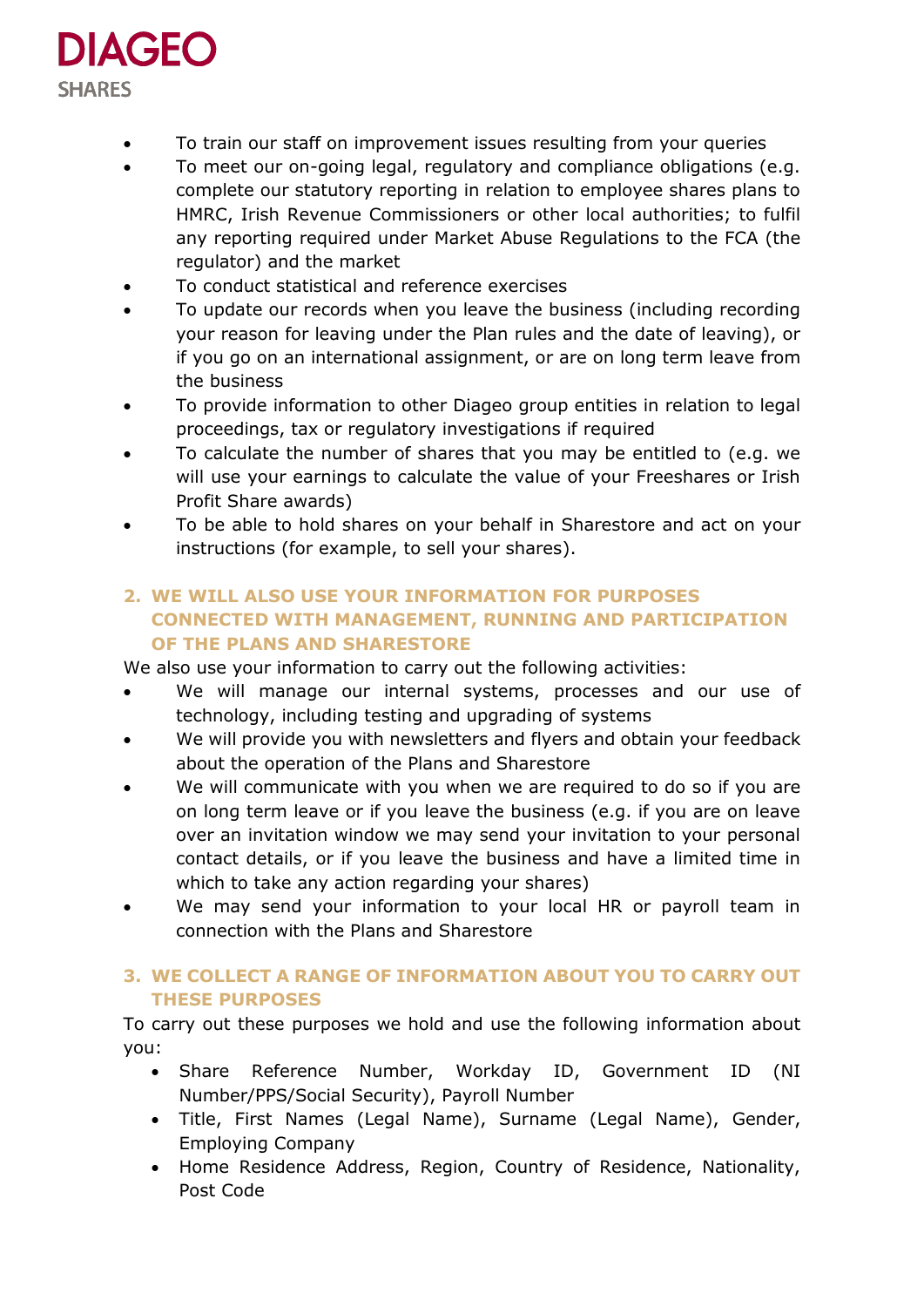- To train our staff on improvement issues resulting from your queries
- To meet our on-going legal, regulatory and compliance obligations (e.g. complete our statutory reporting in relation to employee shares plans to HMRC, Irish Revenue Commissioners or other local authorities; to fulfil any reporting required under Market Abuse Regulations to the FCA (the regulator) and the market
- To conduct statistical and reference exercises
- To update our records when you leave the business (including recording your reason for leaving under the Plan rules and the date of leaving), or if you go on an international assignment, or are on long term leave from the business
- To provide information to other Diageo group entities in relation to legal proceedings, tax or regulatory investigations if required
- To calculate the number of shares that you may be entitled to (e.g. we will use your earnings to calculate the value of your Freeshares or Irish Profit Share awards)
- To be able to hold shares on your behalf in Sharestore and act on your instructions (for example, to sell your shares).

## 2. WE WILL ALSO USE YOUR INFORMATION FOR PURPOSES CONNECTED WITH MANAGEMENT, RUNNING AND PARTICIPATION OF THE PLANS AND SHARESTORE

We also use your information to carry out the following activities:

- We will manage our internal systems, processes and our use of technology, including testing and upgrading of systems
- We will provide you with newsletters and flyers and obtain your feedback about the operation of the Plans and Sharestore
- We will communicate with you when we are required to do so if you are on long term leave or if you leave the business (e.g. if you are on leave over an invitation window we may send your invitation to your personal contact details, or if you leave the business and have a limited time in which to take any action regarding your shares)
- We may send your information to your local HR or payroll team in connection with the Plans and Sharestore

## 3. WE COLLECT A RANGE OF INFORMATION ABOUT YOU TO CARRY OUT THESE PURPOSES

To carry out these purposes we hold and use the following information about you:

- Share Reference Number, Workday ID, Government ID (NI Number/PPS/Social Security), Payroll Number
- Title, First Names (Legal Name), Surname (Legal Name), Gender, Employing Company
- Home Residence Address, Region, Country of Residence, Nationality, Post Code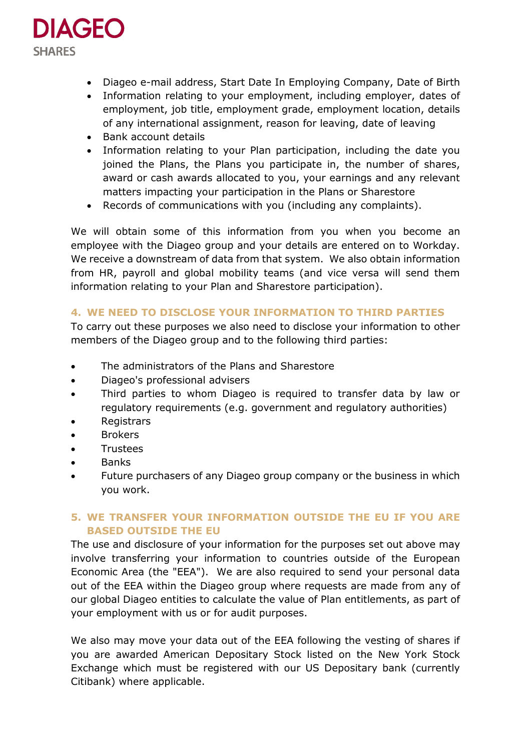- Diageo e-mail address, Start Date In Employing Company, Date of Birth
- Information relating to your employment, including employer, dates of employment, job title, employment grade, employment location, details of any international assignment, reason for leaving, date of leaving
- Bank account details
- Information relating to your Plan participation, including the date you joined the Plans, the Plans you participate in, the number of shares, award or cash awards allocated to you, your earnings and any relevant matters impacting your participation in the Plans or Sharestore
- Records of communications with you (including any complaints).

We will obtain some of this information from you when you become an employee with the Diageo group and your details are entered on to Workday. We receive a downstream of data from that system. We also obtain information from HR, payroll and global mobility teams (and vice versa will send them information relating to your Plan and Sharestore participation).

## 4. WE NEED TO DISCLOSE YOUR INFORMATION TO THIRD PARTIES

To carry out these purposes we also need to disclose your information to other members of the Diageo group and to the following third parties:

- The administrators of the Plans and Sharestore
- Diageo's professional advisers
- Third parties to whom Diageo is required to transfer data by law or regulatory requirements (e.g. government and regulatory authorities)
- Registrars
- Brokers
- Trustees
- Banks
- Future purchasers of any Diageo group company or the business in which you work.

## 5. WE TRANSFER YOUR INFORMATION OUTSIDE THE EU IF YOU ARE BASED OUTSIDE THE EU

The use and disclosure of your information for the purposes set out above may involve transferring your information to countries outside of the European Economic Area (the "EEA"). We are also required to send your personal data out of the EEA within the Diageo group where requests are made from any of our global Diageo entities to calculate the value of Plan entitlements, as part of your employment with us or for audit purposes.

We also may move your data out of the EEA following the vesting of shares if you are awarded American Depositary Stock listed on the New York Stock Exchange which must be registered with our US Depositary bank (currently Citibank) where applicable.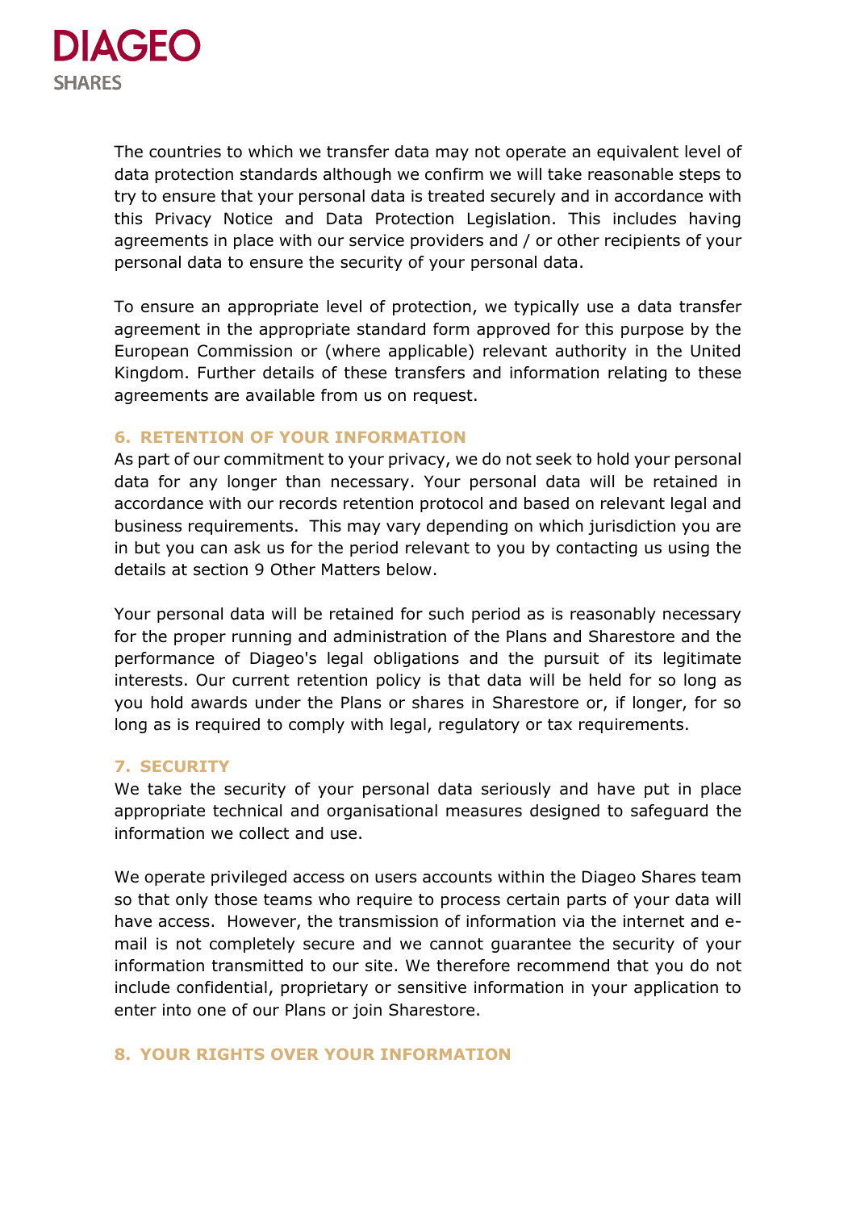The countries to which we transfer data may not operate an equivalent level of data protection standards although we confirm we will take reasonable steps to try to ensure that your personal data is treated securely and in accordance with this Privacy Notice and Data Protection Legislation. This includes having agreements in place with our service providers and / or other recipients of your personal data to ensure the security of your personal data.

To ensure an appropriate level of protection, we typically use a data transfer agreement in the appropriate standard form approved for this purpose by the European Commission or (where applicable) relevant authority in the United Kingdom. Further details of these transfers and information relating to these agreements are available from us on request.

## 6. RETENTION OF YOUR INFORMATION

As part of our commitment to your privacy, we do not seek to hold your personal data for any longer than necessary. Your personal data will be retained in accordance with our records retention protocol and based on relevant legal and business requirements. This may vary depending on which jurisdiction you are in but you can ask us for the period relevant to you by contacting us using the details at section 9 Other Matters below.

Your personal data will be retained for such period as is reasonably necessary for the proper running and administration of the Plans and Sharestore and the performance of Diageo's legal obligations and the pursuit of its legitimate interests. Our current retention policy is that data will be held for so long as you hold awards under the Plans or shares in Sharestore or, if longer, for so long as is required to comply with legal, regulatory or tax requirements.

## 7. SECURITY

We take the security of your personal data seriously and have put in place appropriate technical and organisational measures designed to safeguard the information we collect and use.

We operate privileged access on users accounts within the Diageo Shares team so that only those teams who require to process certain parts of your data will have access. However, the transmission of information via the internet and e-mail is not completely secure and we cannot guarantee the security of your information transmitted to our site. We therefore recommend that you do not include confidential, proprietary or sensitive information in your application to enter into one of our Plans or join Sharestore.

## 8. YOUR RIGHTS OVER YOUR INFORMATION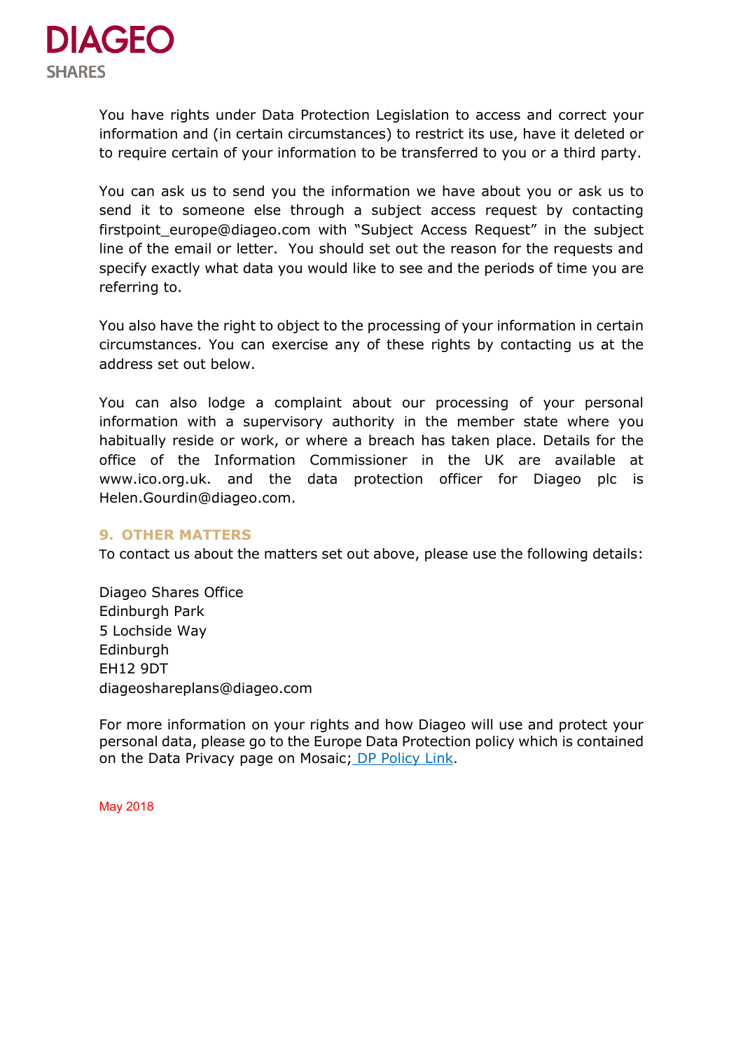You have rights under Data Protection Legislation to access and correct your information and (in certain circumstances) to restrict its use, have it deleted or to require certain of your information to be transferred to you or a third party.

You can ask us to send you the information we have about you or ask us to send it to someone else through a subject access request by contacting firstpoint_europe@diageo.com with "Subject Access Request" in the subject line of the email or letter. You should set out the reason for the requests and specify exactly what data you would like to see and the periods of time you are referring to.

You also have the right to object to the processing of your information in certain circumstances. You can exercise any of these rights by contacting us at the address set out below.

You can also lodge a complaint about our processing of your personal information with a supervisory authority in the member state where you habitually reside or work, or where a breach has taken place. Details for the office of the Information Commissioner in the UK are available at www.ico.org.uk. and the data protection officer for Diageo plc is Helen.Gourdin@diageo.com.

## 9. OTHER MATTERS

To contact us about the matters set out above, please use the following details:

Diageo Shares Office
Edinburgh Park
5 Lochside Way
Edinburgh
EH12 9DT
diageoshareplans@diageo.com

For more information on your rights and how Diageo will use and protect your personal data, please go to the Europe Data Protection policy which is contained on the Data Privacy page on Mosaic; DP Policy Link.

May 2018